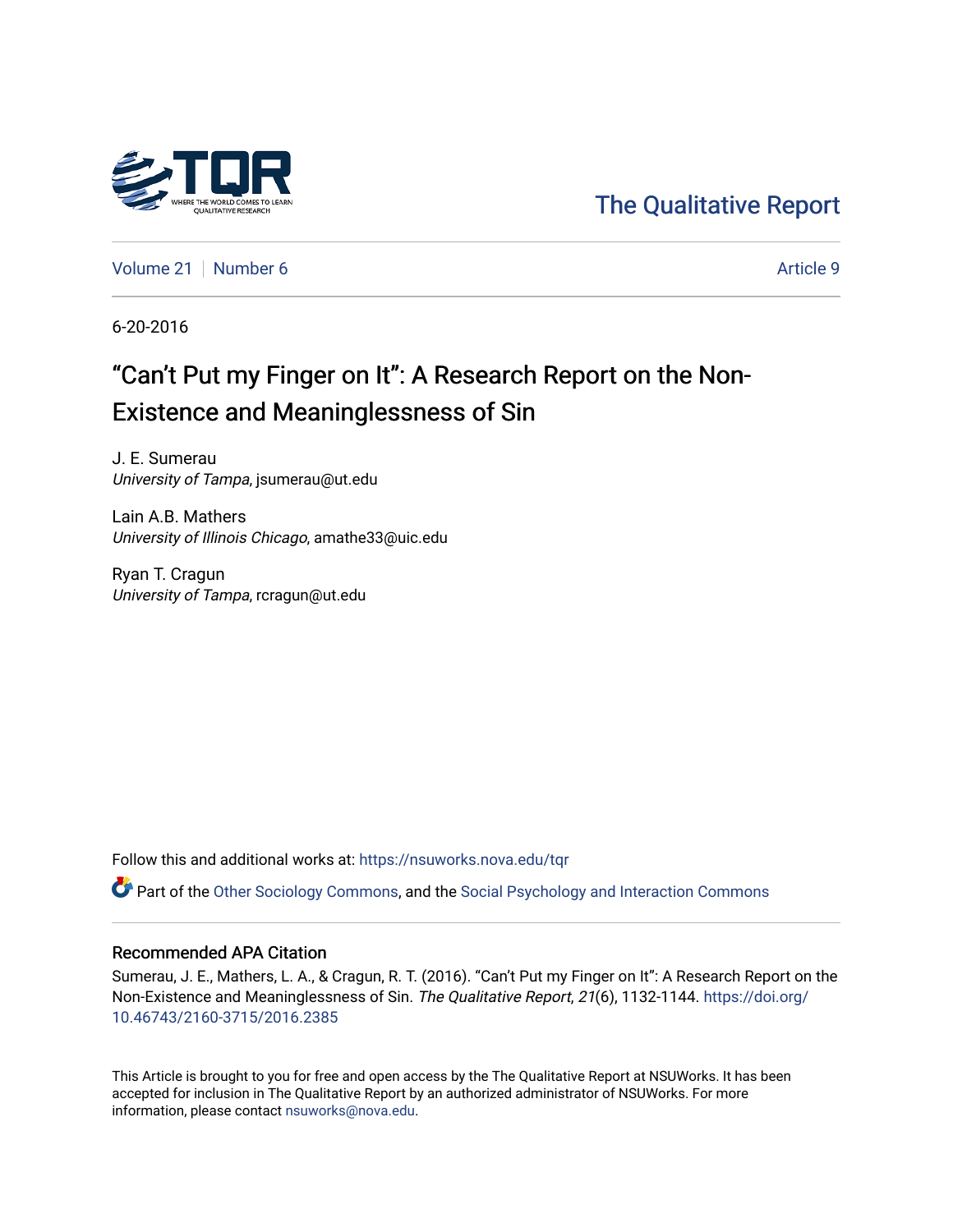The Qualitative Report

Volume 21 | Number 6 | Article 9

6-20-2016

# "Can't Put my Finger on It": A Research Report on the Non-Existence and Meaninglessness of Sin

J. E. Sumerau
*University of Tampa*, jsumerau@ut.edu

Lain A.B. Mathers
*University of Illinois Chicago*, amathe33@uic.edu

Ryan T. Cragun
*University of Tampa*, rcragun@ut.edu

Follow this and additional works at: https://nsuworks.nova.edu/tqr

Part of the Other Sociology Commons, and the Social Psychology and Interaction Commons

## Recommended APA Citation

Sumerau, J. E., Mathers, L. A., & Cragun, R. T. (2016). "Can't Put my Finger on It": A Research Report on the Non-Existence and Meaninglessness of Sin. *The Qualitative Report*, *21*(6), 1132-1144. https://doi.org/10.46743/2160-3715/2016.2385

This Article is brought to you for free and open access by the The Qualitative Report at NSUWorks. It has been accepted for inclusion in The Qualitative Report by an authorized administrator of NSUWorks. For more information, please contact nsuworks@nova.edu.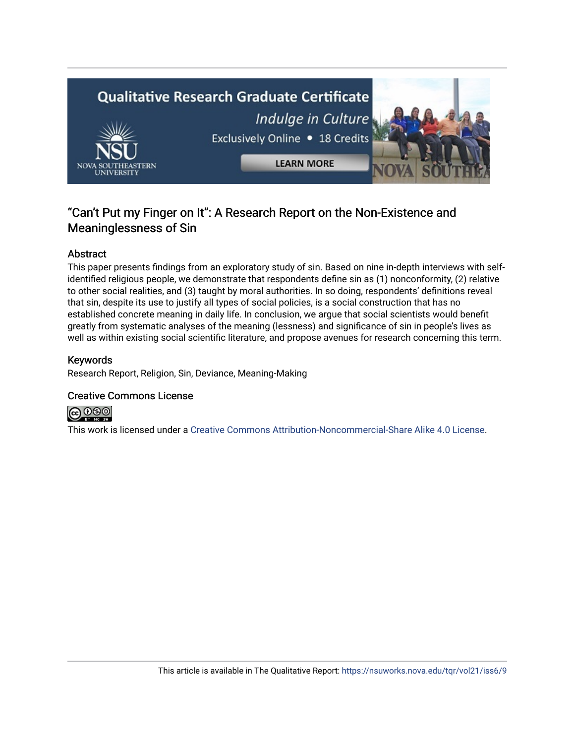# "Can't Put my Finger on It": A Research Report on the Non-Existence and Meaninglessness of Sin

## Abstract

This paper presents findings from an exploratory study of sin. Based on nine in-depth interviews with self-identified religious people, we demonstrate that respondents define sin as (1) nonconformity, (2) relative to other social realities, and (3) taught by moral authorities. In so doing, respondents' definitions reveal that sin, despite its use to justify all types of social policies, is a social construction that has no established concrete meaning in daily life. In conclusion, we argue that social scientists would benefit greatly from systematic analyses of the meaning (lessness) and significance of sin in people's lives as well as within existing social scientific literature, and propose avenues for research concerning this term.

## Keywords

Research Report, Religion, Sin, Deviance, Meaning-Making

## Creative Commons License

This work is licensed under a Creative Commons Attribution-Noncommercial-Share Alike 4.0 License.

This article is available in The Qualitative Report: https://nsuworks.nova.edu/tqr/vol21/iss6/9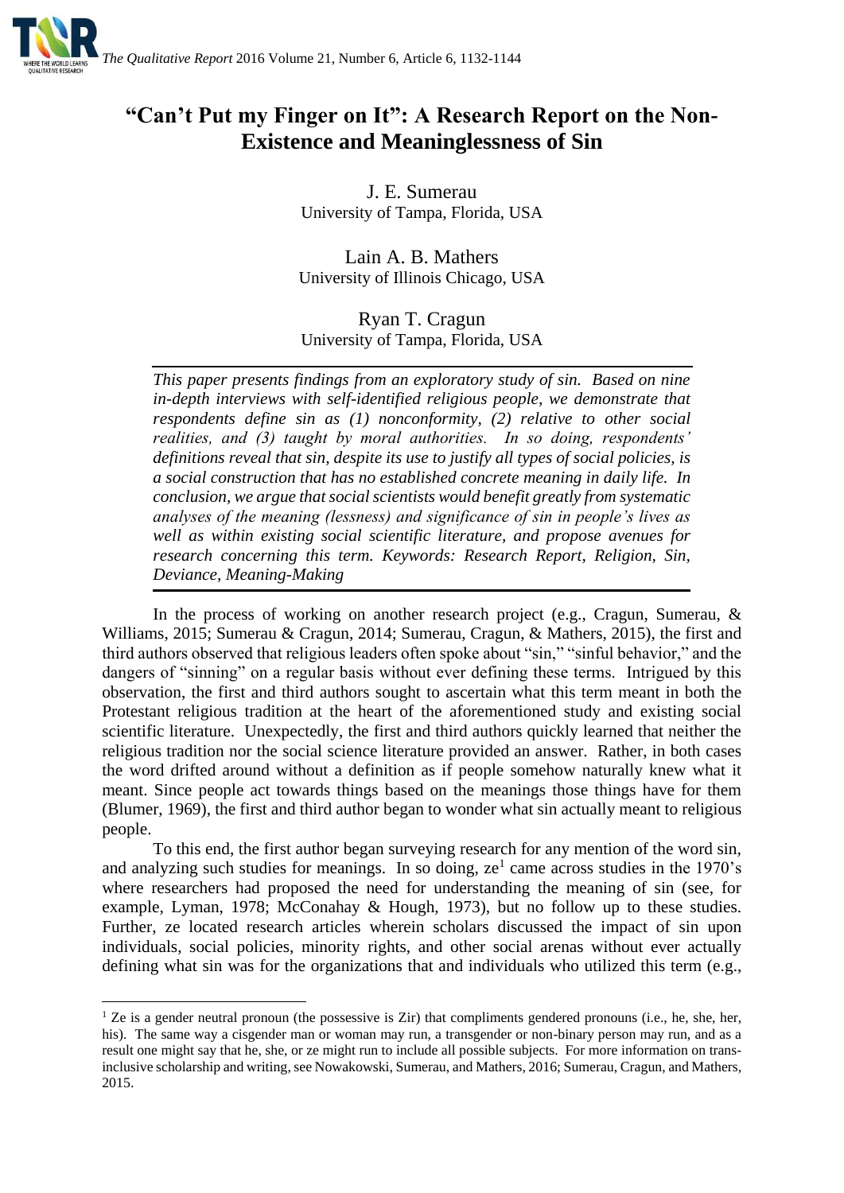# "Can't Put my Finger on It": A Research Report on the Non-Existence and Meaninglessness of Sin

J. E. Sumerau
University of Tampa, Florida, USA

Lain A. B. Mathers
University of Illinois Chicago, USA

Ryan T. Cragun
University of Tampa, Florida, USA

*This paper presents findings from an exploratory study of sin. Based on nine in-depth interviews with self-identified religious people, we demonstrate that respondents define sin as (1) nonconformity, (2) relative to other social realities, and (3) taught by moral authorities. In so doing, respondents' definitions reveal that sin, despite its use to justify all types of social policies, is a social construction that has no established concrete meaning in daily life. In conclusion, we argue that social scientists would benefit greatly from systematic analyses of the meaning (lessness) and significance of sin in people's lives as well as within existing social scientific literature, and propose avenues for research concerning this term. Keywords: Research Report, Religion, Sin, Deviance, Meaning-Making*

In the process of working on another research project (e.g., Cragun, Sumerau, & Williams, 2015; Sumerau & Cragun, 2014; Sumerau, Cragun, & Mathers, 2015), the first and third authors observed that religious leaders often spoke about "sin," "sinful behavior," and the dangers of "sinning" on a regular basis without ever defining these terms. Intrigued by this observation, the first and third authors sought to ascertain what this term meant in both the Protestant religious tradition at the heart of the aforementioned study and existing social scientific literature. Unexpectedly, the first and third authors quickly learned that neither the religious tradition nor the social science literature provided an answer. Rather, in both cases the word drifted around without a definition as if people somehow naturally knew what it meant. Since people act towards things based on the meanings those things have for them (Blumer, 1969), the first and third author began to wonder what sin actually meant to religious people.

To this end, the first author began surveying research for any mention of the word sin, and analyzing such studies for meanings. In so doing, ze[1] came across studies in the 1970's where researchers had proposed the need for understanding the meaning of sin (see, for example, Lyman, 1978; McConahay & Hough, 1973), but no follow up to these studies. Further, ze located research articles wherein scholars discussed the impact of sin upon individuals, social policies, minority rights, and other social arenas without ever actually defining what sin was for the organizations that and individuals who utilized this term (e.g.,

[1] Ze is a gender neutral pronoun (the possessive is Zir) that compliments gendered pronouns (i.e., he, she, her, his). The same way a cisgender man or woman may run, a transgender or non-binary person may run, and as a result one might say that he, she, or ze might run to include all possible subjects. For more information on trans-inclusive scholarship and writing, see Nowakowski, Sumerau, and Mathers, 2016; Sumerau, Cragun, and Mathers, 2015.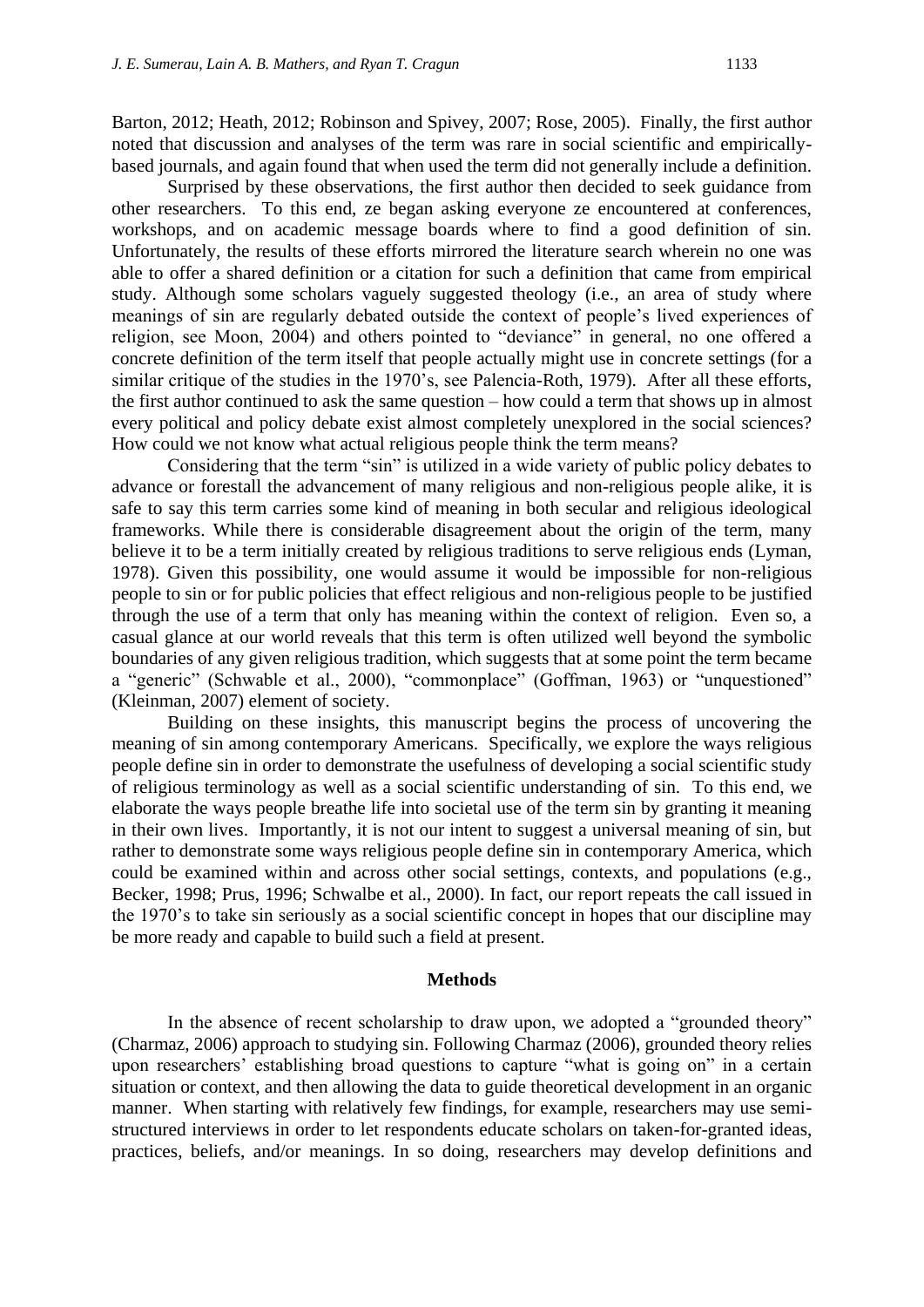Barton, 2012; Heath, 2012; Robinson and Spivey, 2007; Rose, 2005). Finally, the first author noted that discussion and analyses of the term was rare in social scientific and empirically-based journals, and again found that when used the term did not generally include a definition.

Surprised by these observations, the first author then decided to seek guidance from other researchers. To this end, ze began asking everyone ze encountered at conferences, workshops, and on academic message boards where to find a good definition of sin. Unfortunately, the results of these efforts mirrored the literature search wherein no one was able to offer a shared definition or a citation for such a definition that came from empirical study. Although some scholars vaguely suggested theology (i.e., an area of study where meanings of sin are regularly debated outside the context of people's lived experiences of religion, see Moon, 2004) and others pointed to "deviance" in general, no one offered a concrete definition of the term itself that people actually might use in concrete settings (for a similar critique of the studies in the 1970's, see Palencia-Roth, 1979). After all these efforts, the first author continued to ask the same question – how could a term that shows up in almost every political and policy debate exist almost completely unexplored in the social sciences? How could we not know what actual religious people think the term means?

Considering that the term "sin" is utilized in a wide variety of public policy debates to advance or forestall the advancement of many religious and non-religious people alike, it is safe to say this term carries some kind of meaning in both secular and religious ideological frameworks. While there is considerable disagreement about the origin of the term, many believe it to be a term initially created by religious traditions to serve religious ends (Lyman, 1978). Given this possibility, one would assume it would be impossible for non-religious people to sin or for public policies that effect religious and non-religious people to be justified through the use of a term that only has meaning within the context of religion. Even so, a casual glance at our world reveals that this term is often utilized well beyond the symbolic boundaries of any given religious tradition, which suggests that at some point the term became a "generic" (Schwable et al., 2000), "commonplace" (Goffman, 1963) or "unquestioned" (Kleinman, 2007) element of society.

Building on these insights, this manuscript begins the process of uncovering the meaning of sin among contemporary Americans. Specifically, we explore the ways religious people define sin in order to demonstrate the usefulness of developing a social scientific study of religious terminology as well as a social scientific understanding of sin. To this end, we elaborate the ways people breathe life into societal use of the term sin by granting it meaning in their own lives. Importantly, it is not our intent to suggest a universal meaning of sin, but rather to demonstrate some ways religious people define sin in contemporary America, which could be examined within and across other social settings, contexts, and populations (e.g., Becker, 1998; Prus, 1996; Schwalbe et al., 2000). In fact, our report repeats the call issued in the 1970's to take sin seriously as a social scientific concept in hopes that our discipline may be more ready and capable to build such a field at present.

## Methods

In the absence of recent scholarship to draw upon, we adopted a "grounded theory" (Charmaz, 2006) approach to studying sin. Following Charmaz (2006), grounded theory relies upon researchers' establishing broad questions to capture "what is going on" in a certain situation or context, and then allowing the data to guide theoretical development in an organic manner. When starting with relatively few findings, for example, researchers may use semi-structured interviews in order to let respondents educate scholars on taken-for-granted ideas, practices, beliefs, and/or meanings. In so doing, researchers may develop definitions and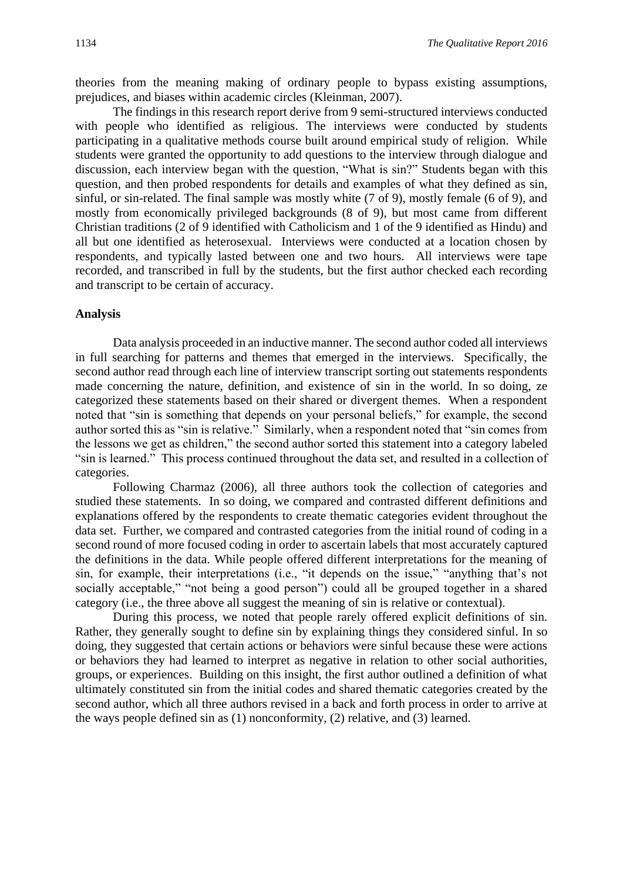theories from the meaning making of ordinary people to bypass existing assumptions, prejudices, and biases within academic circles (Kleinman, 2007).

The findings in this research report derive from 9 semi-structured interviews conducted with people who identified as religious. The interviews were conducted by students participating in a qualitative methods course built around empirical study of religion. While students were granted the opportunity to add questions to the interview through dialogue and discussion, each interview began with the question, "What is sin?" Students began with this question, and then probed respondents for details and examples of what they defined as sin, sinful, or sin-related. The final sample was mostly white (7 of 9), mostly female (6 of 9), and mostly from economically privileged backgrounds (8 of 9), but most came from different Christian traditions (2 of 9 identified with Catholicism and 1 of the 9 identified as Hindu) and all but one identified as heterosexual. Interviews were conducted at a location chosen by respondents, and typically lasted between one and two hours. All interviews were tape recorded, and transcribed in full by the students, but the first author checked each recording and transcript to be certain of accuracy.

### Analysis

Data analysis proceeded in an inductive manner. The second author coded all interviews in full searching for patterns and themes that emerged in the interviews. Specifically, the second author read through each line of interview transcript sorting out statements respondents made concerning the nature, definition, and existence of sin in the world. In so doing, ze categorized these statements based on their shared or divergent themes. When a respondent noted that "sin is something that depends on your personal beliefs," for example, the second author sorted this as "sin is relative." Similarly, when a respondent noted that "sin comes from the lessons we get as children," the second author sorted this statement into a category labeled "sin is learned." This process continued throughout the data set, and resulted in a collection of categories.

Following Charmaz (2006), all three authors took the collection of categories and studied these statements. In so doing, we compared and contrasted different definitions and explanations offered by the respondents to create thematic categories evident throughout the data set. Further, we compared and contrasted categories from the initial round of coding in a second round of more focused coding in order to ascertain labels that most accurately captured the definitions in the data. While people offered different interpretations for the meaning of sin, for example, their interpretations (i.e., "it depends on the issue," "anything that's not socially acceptable," "not being a good person") could all be grouped together in a shared category (i.e., the three above all suggest the meaning of sin is relative or contextual).

During this process, we noted that people rarely offered explicit definitions of sin. Rather, they generally sought to define sin by explaining things they considered sinful. In so doing, they suggested that certain actions or behaviors were sinful because these were actions or behaviors they had learned to interpret as negative in relation to other social authorities, groups, or experiences. Building on this insight, the first author outlined a definition of what ultimately constituted sin from the initial codes and shared thematic categories created by the second author, which all three authors revised in a back and forth process in order to arrive at the ways people defined sin as (1) nonconformity, (2) relative, and (3) learned.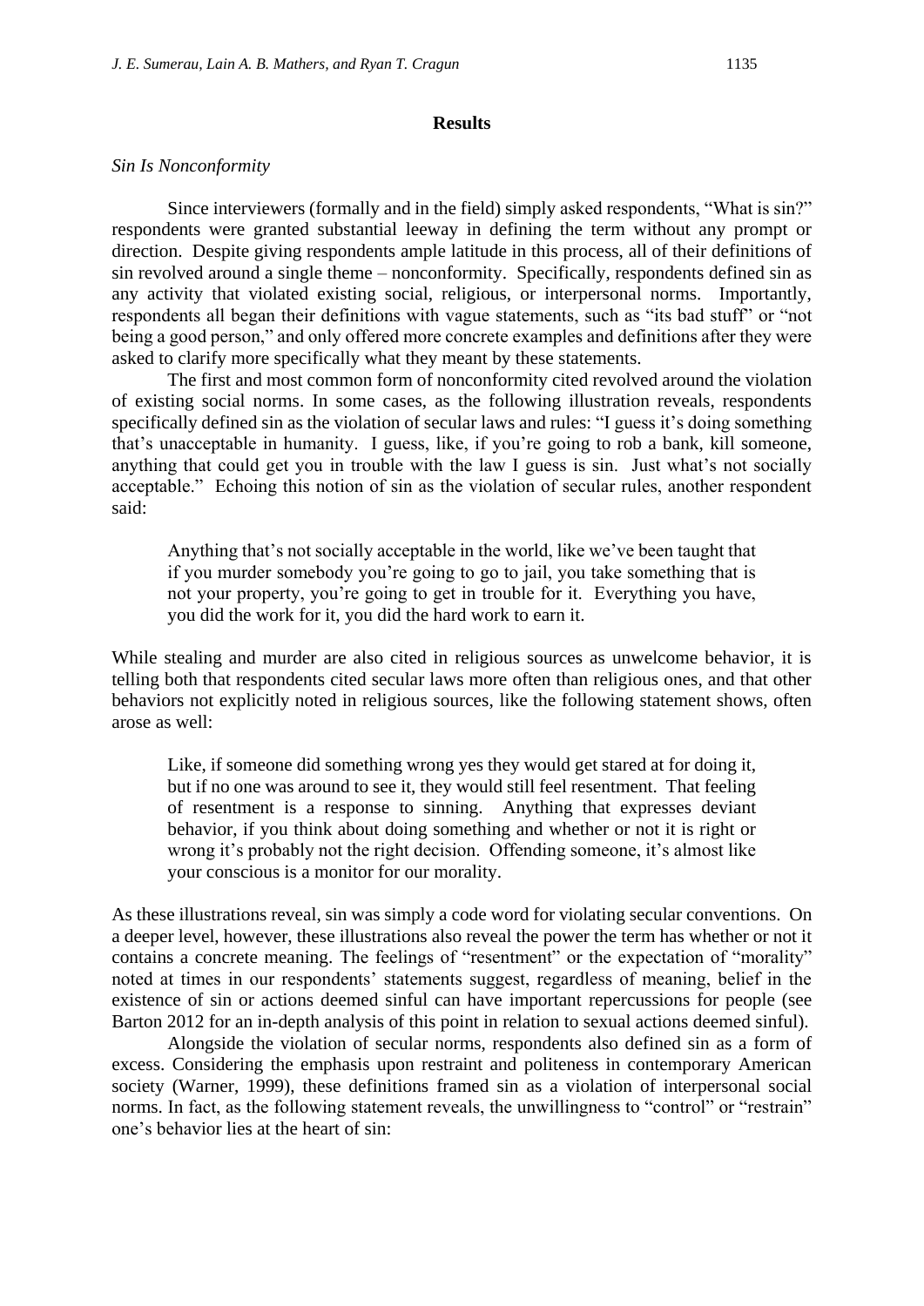## Results

*Sin Is Nonconformity*

Since interviewers (formally and in the field) simply asked respondents, "What is sin?" respondents were granted substantial leeway in defining the term without any prompt or direction. Despite giving respondents ample latitude in this process, all of their definitions of sin revolved around a single theme – nonconformity. Specifically, respondents defined sin as any activity that violated existing social, religious, or interpersonal norms. Importantly, respondents all began their definitions with vague statements, such as "its bad stuff" or "not being a good person," and only offered more concrete examples and definitions after they were asked to clarify more specifically what they meant by these statements.

The first and most common form of nonconformity cited revolved around the violation of existing social norms. In some cases, as the following illustration reveals, respondents specifically defined sin as the violation of secular laws and rules: "I guess it's doing something that's unacceptable in humanity. I guess, like, if you're going to rob a bank, kill someone, anything that could get you in trouble with the law I guess is sin. Just what's not socially acceptable." Echoing this notion of sin as the violation of secular rules, another respondent said:

> Anything that's not socially acceptable in the world, like we've been taught that if you murder somebody you're going to go to jail, you take something that is not your property, you're going to get in trouble for it. Everything you have, you did the work for it, you did the hard work to earn it.

While stealing and murder are also cited in religious sources as unwelcome behavior, it is telling both that respondents cited secular laws more often than religious ones, and that other behaviors not explicitly noted in religious sources, like the following statement shows, often arose as well:

> Like, if someone did something wrong yes they would get stared at for doing it, but if no one was around to see it, they would still feel resentment. That feeling of resentment is a response to sinning. Anything that expresses deviant behavior, if you think about doing something and whether or not it is right or wrong it's probably not the right decision. Offending someone, it's almost like your conscious is a monitor for our morality.

As these illustrations reveal, sin was simply a code word for violating secular conventions. On a deeper level, however, these illustrations also reveal the power the term has whether or not it contains a concrete meaning. The feelings of "resentment" or the expectation of "morality" noted at times in our respondents' statements suggest, regardless of meaning, belief in the existence of sin or actions deemed sinful can have important repercussions for people (see Barton 2012 for an in-depth analysis of this point in relation to sexual actions deemed sinful).

Alongside the violation of secular norms, respondents also defined sin as a form of excess. Considering the emphasis upon restraint and politeness in contemporary American society (Warner, 1999), these definitions framed sin as a violation of interpersonal social norms. In fact, as the following statement reveals, the unwillingness to "control" or "restrain" one's behavior lies at the heart of sin: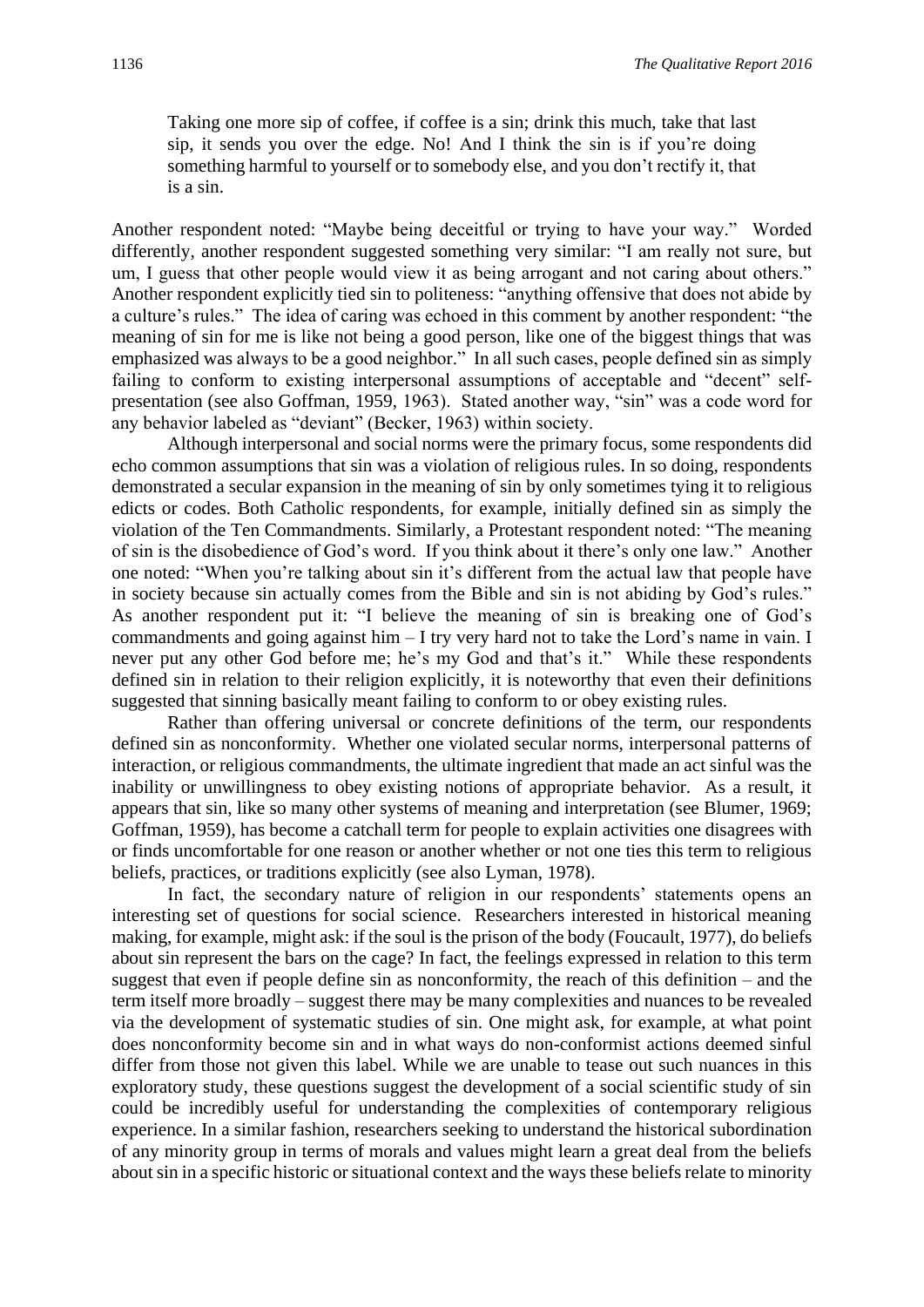> Taking one more sip of coffee, if coffee is a sin; drink this much, take that last sip, it sends you over the edge. No! And I think the sin is if you're doing something harmful to yourself or to somebody else, and you don't rectify it, that is a sin.

Another respondent noted: "Maybe being deceitful or trying to have your way." Worded differently, another respondent suggested something very similar: "I am really not sure, but um, I guess that other people would view it as being arrogant and not caring about others." Another respondent explicitly tied sin to politeness: "anything offensive that does not abide by a culture's rules." The idea of caring was echoed in this comment by another respondent: "the meaning of sin for me is like not being a good person, like one of the biggest things that was emphasized was always to be a good neighbor." In all such cases, people defined sin as simply failing to conform to existing interpersonal assumptions of acceptable and "decent" self-presentation (see also Goffman, 1959, 1963). Stated another way, "sin" was a code word for any behavior labeled as "deviant" (Becker, 1963) within society.

Although interpersonal and social norms were the primary focus, some respondents did echo common assumptions that sin was a violation of religious rules. In so doing, respondents demonstrated a secular expansion in the meaning of sin by only sometimes tying it to religious edicts or codes. Both Catholic respondents, for example, initially defined sin as simply the violation of the Ten Commandments. Similarly, a Protestant respondent noted: "The meaning of sin is the disobedience of God's word. If you think about it there's only one law." Another one noted: "When you're talking about sin it's different from the actual law that people have in society because sin actually comes from the Bible and sin is not abiding by God's rules." As another respondent put it: "I believe the meaning of sin is breaking one of God's commandments and going against him – I try very hard not to take the Lord's name in vain. I never put any other God before me; he's my God and that's it." While these respondents defined sin in relation to their religion explicitly, it is noteworthy that even their definitions suggested that sinning basically meant failing to conform to or obey existing rules.

Rather than offering universal or concrete definitions of the term, our respondents defined sin as nonconformity. Whether one violated secular norms, interpersonal patterns of interaction, or religious commandments, the ultimate ingredient that made an act sinful was the inability or unwillingness to obey existing notions of appropriate behavior. As a result, it appears that sin, like so many other systems of meaning and interpretation (see Blumer, 1969; Goffman, 1959), has become a catchall term for people to explain activities one disagrees with or finds uncomfortable for one reason or another whether or not one ties this term to religious beliefs, practices, or traditions explicitly (see also Lyman, 1978).

In fact, the secondary nature of religion in our respondents' statements opens an interesting set of questions for social science. Researchers interested in historical meaning making, for example, might ask: if the soul is the prison of the body (Foucault, 1977), do beliefs about sin represent the bars on the cage? In fact, the feelings expressed in relation to this term suggest that even if people define sin as nonconformity, the reach of this definition – and the term itself more broadly – suggest there may be many complexities and nuances to be revealed via the development of systematic studies of sin. One might ask, for example, at what point does nonconformity become sin and in what ways do non-conformist actions deemed sinful differ from those not given this label. While we are unable to tease out such nuances in this exploratory study, these questions suggest the development of a social scientific study of sin could be incredibly useful for understanding the complexities of contemporary religious experience. In a similar fashion, researchers seeking to understand the historical subordination of any minority group in terms of morals and values might learn a great deal from the beliefs about sin in a specific historic or situational context and the ways these beliefs relate to minority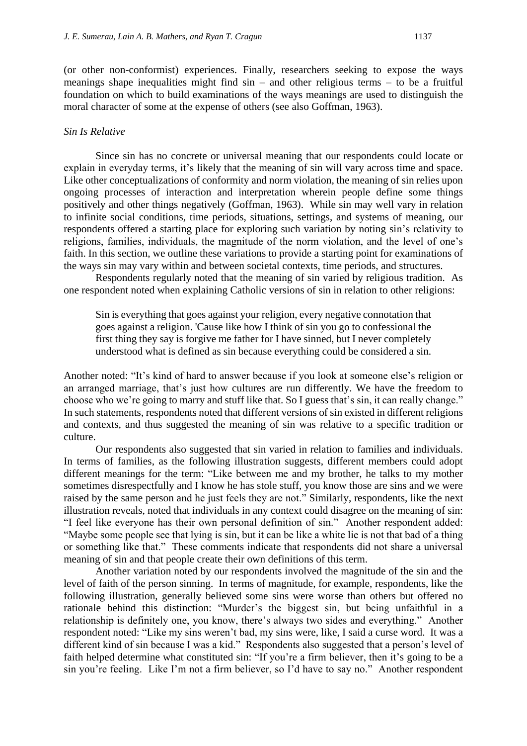(or other non-conformist) experiences. Finally, researchers seeking to expose the ways meanings shape inequalities might find sin – and other religious terms – to be a fruitful foundation on which to build examinations of the ways meanings are used to distinguish the moral character of some at the expense of others (see also Goffman, 1963).

### *Sin Is Relative*

Since sin has no concrete or universal meaning that our respondents could locate or explain in everyday terms, it's likely that the meaning of sin will vary across time and space. Like other conceptualizations of conformity and norm violation, the meaning of sin relies upon ongoing processes of interaction and interpretation wherein people define some things positively and other things negatively (Goffman, 1963). While sin may well vary in relation to infinite social conditions, time periods, situations, settings, and systems of meaning, our respondents offered a starting place for exploring such variation by noting sin's relativity to religions, families, individuals, the magnitude of the norm violation, and the level of one's faith. In this section, we outline these variations to provide a starting point for examinations of the ways sin may vary within and between societal contexts, time periods, and structures.

Respondents regularly noted that the meaning of sin varied by religious tradition. As one respondent noted when explaining Catholic versions of sin in relation to other religions:

> Sin is everything that goes against your religion, every negative connotation that goes against a religion. 'Cause like how I think of sin you go to confessional the first thing they say is forgive me father for I have sinned, but I never completely understood what is defined as sin because everything could be considered a sin.

Another noted: "It's kind of hard to answer because if you look at someone else's religion or an arranged marriage, that's just how cultures are run differently. We have the freedom to choose who we're going to marry and stuff like that. So I guess that's sin, it can really change." In such statements, respondents noted that different versions of sin existed in different religions and contexts, and thus suggested the meaning of sin was relative to a specific tradition or culture.

Our respondents also suggested that sin varied in relation to families and individuals. In terms of families, as the following illustration suggests, different members could adopt different meanings for the term: "Like between me and my brother, he talks to my mother sometimes disrespectfully and I know he has stole stuff, you know those are sins and we were raised by the same person and he just feels they are not." Similarly, respondents, like the next illustration reveals, noted that individuals in any context could disagree on the meaning of sin: "I feel like everyone has their own personal definition of sin." Another respondent added: "Maybe some people see that lying is sin, but it can be like a white lie is not that bad of a thing or something like that." These comments indicate that respondents did not share a universal meaning of sin and that people create their own definitions of this term.

Another variation noted by our respondents involved the magnitude of the sin and the level of faith of the person sinning. In terms of magnitude, for example, respondents, like the following illustration, generally believed some sins were worse than others but offered no rationale behind this distinction: "Murder's the biggest sin, but being unfaithful in a relationship is definitely one, you know, there's always two sides and everything." Another respondent noted: "Like my sins weren't bad, my sins were, like, I said a curse word. It was a different kind of sin because I was a kid." Respondents also suggested that a person's level of faith helped determine what constituted sin: "If you're a firm believer, then it's going to be a sin you're feeling. Like I'm not a firm believer, so I'd have to say no." Another respondent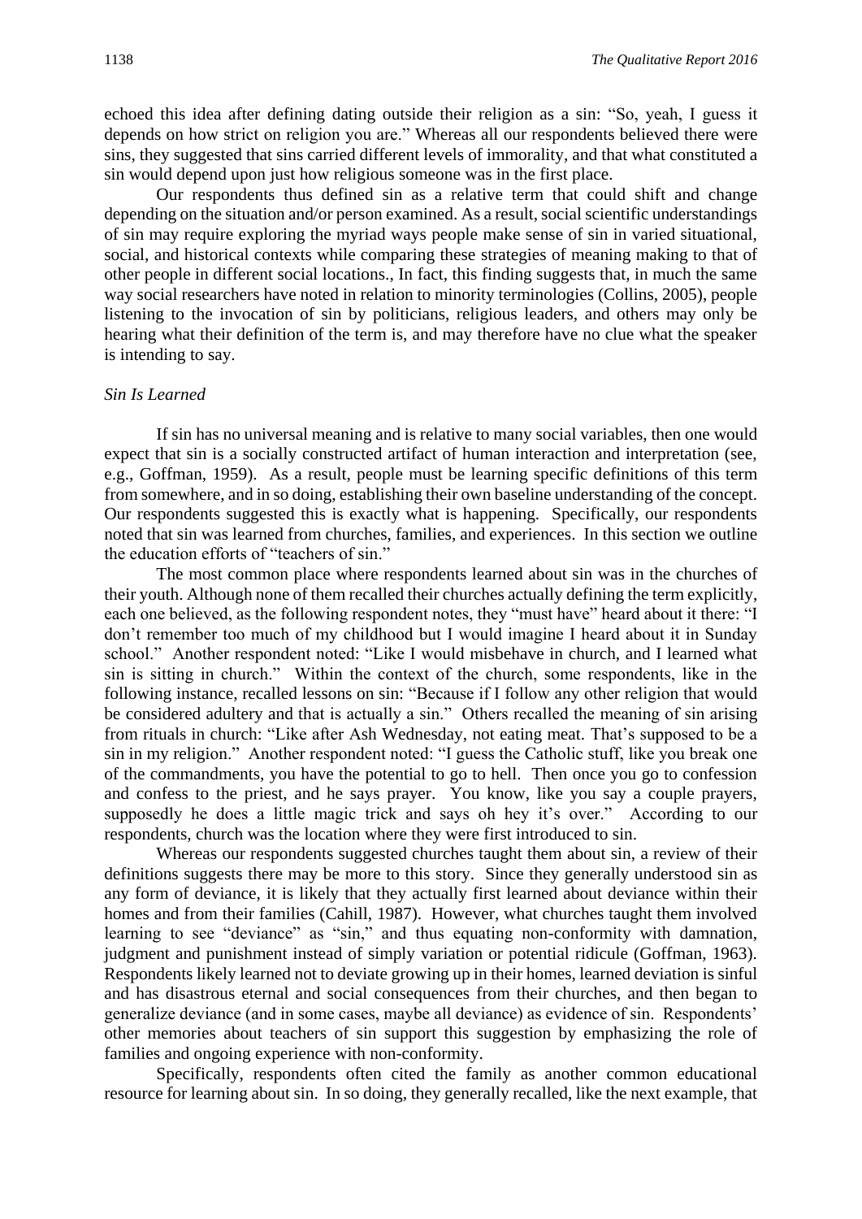echoed this idea after defining dating outside their religion as a sin: "So, yeah, I guess it depends on how strict on religion you are." Whereas all our respondents believed there were sins, they suggested that sins carried different levels of immorality, and that what constituted a sin would depend upon just how religious someone was in the first place.

Our respondents thus defined sin as a relative term that could shift and change depending on the situation and/or person examined. As a result, social scientific understandings of sin may require exploring the myriad ways people make sense of sin in varied situational, social, and historical contexts while comparing these strategies of meaning making to that of other people in different social locations., In fact, this finding suggests that, in much the same way social researchers have noted in relation to minority terminologies (Collins, 2005), people listening to the invocation of sin by politicians, religious leaders, and others may only be hearing what their definition of the term is, and may therefore have no clue what the speaker is intending to say.

*Sin Is Learned*

If sin has no universal meaning and is relative to many social variables, then one would expect that sin is a socially constructed artifact of human interaction and interpretation (see, e.g., Goffman, 1959). As a result, people must be learning specific definitions of this term from somewhere, and in so doing, establishing their own baseline understanding of the concept. Our respondents suggested this is exactly what is happening. Specifically, our respondents noted that sin was learned from churches, families, and experiences. In this section we outline the education efforts of "teachers of sin."

The most common place where respondents learned about sin was in the churches of their youth. Although none of them recalled their churches actually defining the term explicitly, each one believed, as the following respondent notes, they "must have" heard about it there: "I don't remember too much of my childhood but I would imagine I heard about it in Sunday school." Another respondent noted: "Like I would misbehave in church, and I learned what sin is sitting in church." Within the context of the church, some respondents, like in the following instance, recalled lessons on sin: "Because if I follow any other religion that would be considered adultery and that is actually a sin." Others recalled the meaning of sin arising from rituals in church: "Like after Ash Wednesday, not eating meat. That's supposed to be a sin in my religion." Another respondent noted: "I guess the Catholic stuff, like you break one of the commandments, you have the potential to go to hell. Then once you go to confession and confess to the priest, and he says prayer. You know, like you say a couple prayers, supposedly he does a little magic trick and says oh hey it's over." According to our respondents, church was the location where they were first introduced to sin.

Whereas our respondents suggested churches taught them about sin, a review of their definitions suggests there may be more to this story. Since they generally understood sin as any form of deviance, it is likely that they actually first learned about deviance within their homes and from their families (Cahill, 1987). However, what churches taught them involved learning to see "deviance" as "sin," and thus equating non-conformity with damnation, judgment and punishment instead of simply variation or potential ridicule (Goffman, 1963). Respondents likely learned not to deviate growing up in their homes, learned deviation is sinful and has disastrous eternal and social consequences from their churches, and then began to generalize deviance (and in some cases, maybe all deviance) as evidence of sin. Respondents' other memories about teachers of sin support this suggestion by emphasizing the role of families and ongoing experience with non-conformity.

Specifically, respondents often cited the family as another common educational resource for learning about sin. In so doing, they generally recalled, like the next example, that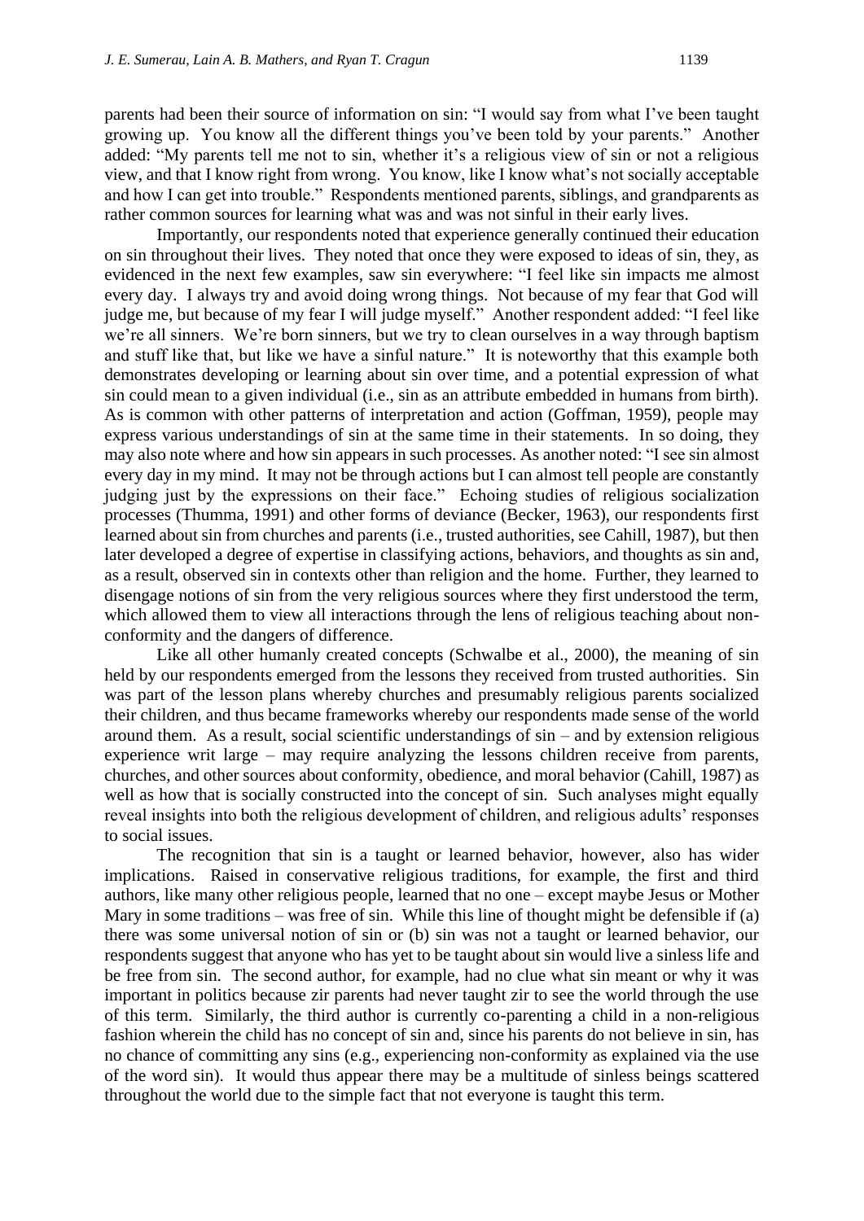parents had been their source of information on sin: "I would say from what I've been taught growing up. You know all the different things you've been told by your parents." Another added: "My parents tell me not to sin, whether it's a religious view of sin or not a religious view, and that I know right from wrong. You know, like I know what's not socially acceptable and how I can get into trouble." Respondents mentioned parents, siblings, and grandparents as rather common sources for learning what was and was not sinful in their early lives.

Importantly, our respondents noted that experience generally continued their education on sin throughout their lives. They noted that once they were exposed to ideas of sin, they, as evidenced in the next few examples, saw sin everywhere: "I feel like sin impacts me almost every day. I always try and avoid doing wrong things. Not because of my fear that God will judge me, but because of my fear I will judge myself." Another respondent added: "I feel like we're all sinners. We're born sinners, but we try to clean ourselves in a way through baptism and stuff like that, but like we have a sinful nature." It is noteworthy that this example both demonstrates developing or learning about sin over time, and a potential expression of what sin could mean to a given individual (i.e., sin as an attribute embedded in humans from birth). As is common with other patterns of interpretation and action (Goffman, 1959), people may express various understandings of sin at the same time in their statements. In so doing, they may also note where and how sin appears in such processes. As another noted: "I see sin almost every day in my mind. It may not be through actions but I can almost tell people are constantly judging just by the expressions on their face." Echoing studies of religious socialization processes (Thumma, 1991) and other forms of deviance (Becker, 1963), our respondents first learned about sin from churches and parents (i.e., trusted authorities, see Cahill, 1987), but then later developed a degree of expertise in classifying actions, behaviors, and thoughts as sin and, as a result, observed sin in contexts other than religion and the home. Further, they learned to disengage notions of sin from the very religious sources where they first understood the term, which allowed them to view all interactions through the lens of religious teaching about non-conformity and the dangers of difference.

Like all other humanly created concepts (Schwalbe et al., 2000), the meaning of sin held by our respondents emerged from the lessons they received from trusted authorities. Sin was part of the lesson plans whereby churches and presumably religious parents socialized their children, and thus became frameworks whereby our respondents made sense of the world around them. As a result, social scientific understandings of sin – and by extension religious experience writ large – may require analyzing the lessons children receive from parents, churches, and other sources about conformity, obedience, and moral behavior (Cahill, 1987) as well as how that is socially constructed into the concept of sin. Such analyses might equally reveal insights into both the religious development of children, and religious adults' responses to social issues.

The recognition that sin is a taught or learned behavior, however, also has wider implications. Raised in conservative religious traditions, for example, the first and third authors, like many other religious people, learned that no one – except maybe Jesus or Mother Mary in some traditions – was free of sin. While this line of thought might be defensible if (a) there was some universal notion of sin or (b) sin was not a taught or learned behavior, our respondents suggest that anyone who has yet to be taught about sin would live a sinless life and be free from sin. The second author, for example, had no clue what sin meant or why it was important in politics because zir parents had never taught zir to see the world through the use of this term. Similarly, the third author is currently co-parenting a child in a non-religious fashion wherein the child has no concept of sin and, since his parents do not believe in sin, has no chance of committing any sins (e.g., experiencing non-conformity as explained via the use of the word sin). It would thus appear there may be a multitude of sinless beings scattered throughout the world due to the simple fact that not everyone is taught this term.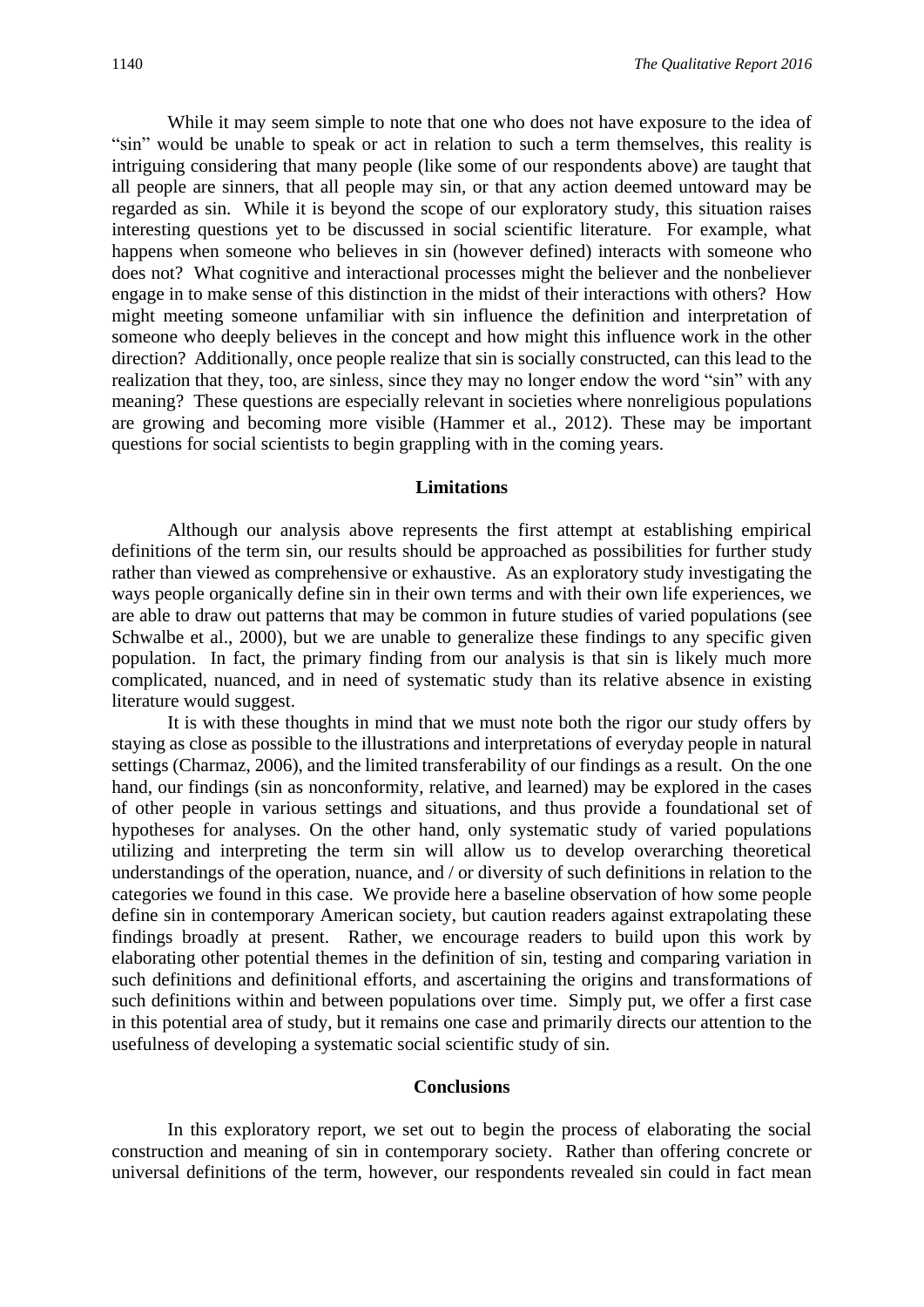While it may seem simple to note that one who does not have exposure to the idea of "sin" would be unable to speak or act in relation to such a term themselves, this reality is intriguing considering that many people (like some of our respondents above) are taught that all people are sinners, that all people may sin, or that any action deemed untoward may be regarded as sin. While it is beyond the scope of our exploratory study, this situation raises interesting questions yet to be discussed in social scientific literature. For example, what happens when someone who believes in sin (however defined) interacts with someone who does not? What cognitive and interactional processes might the believer and the nonbeliever engage in to make sense of this distinction in the midst of their interactions with others? How might meeting someone unfamiliar with sin influence the definition and interpretation of someone who deeply believes in the concept and how might this influence work in the other direction? Additionally, once people realize that sin is socially constructed, can this lead to the realization that they, too, are sinless, since they may no longer endow the word "sin" with any meaning? These questions are especially relevant in societies where nonreligious populations are growing and becoming more visible (Hammer et al., 2012). These may be important questions for social scientists to begin grappling with in the coming years.

## Limitations

Although our analysis above represents the first attempt at establishing empirical definitions of the term sin, our results should be approached as possibilities for further study rather than viewed as comprehensive or exhaustive. As an exploratory study investigating the ways people organically define sin in their own terms and with their own life experiences, we are able to draw out patterns that may be common in future studies of varied populations (see Schwalbe et al., 2000), but we are unable to generalize these findings to any specific given population. In fact, the primary finding from our analysis is that sin is likely much more complicated, nuanced, and in need of systematic study than its relative absence in existing literature would suggest.

It is with these thoughts in mind that we must note both the rigor our study offers by staying as close as possible to the illustrations and interpretations of everyday people in natural settings (Charmaz, 2006), and the limited transferability of our findings as a result. On the one hand, our findings (sin as nonconformity, relative, and learned) may be explored in the cases of other people in various settings and situations, and thus provide a foundational set of hypotheses for analyses. On the other hand, only systematic study of varied populations utilizing and interpreting the term sin will allow us to develop overarching theoretical understandings of the operation, nuance, and / or diversity of such definitions in relation to the categories we found in this case. We provide here a baseline observation of how some people define sin in contemporary American society, but caution readers against extrapolating these findings broadly at present. Rather, we encourage readers to build upon this work by elaborating other potential themes in the definition of sin, testing and comparing variation in such definitions and definitional efforts, and ascertaining the origins and transformations of such definitions within and between populations over time. Simply put, we offer a first case in this potential area of study, but it remains one case and primarily directs our attention to the usefulness of developing a systematic social scientific study of sin.

## Conclusions

In this exploratory report, we set out to begin the process of elaborating the social construction and meaning of sin in contemporary society. Rather than offering concrete or universal definitions of the term, however, our respondents revealed sin could in fact mean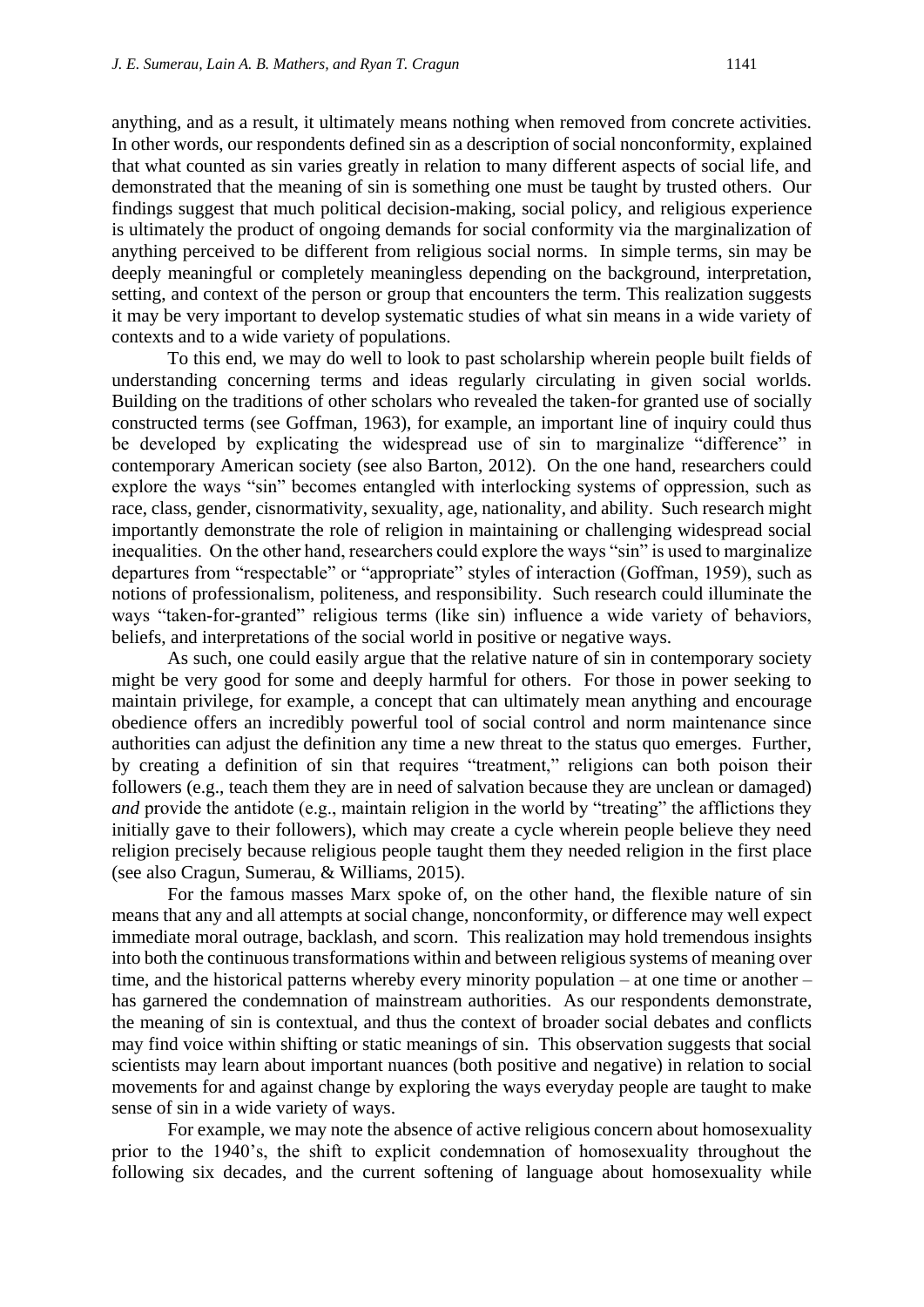anything, and as a result, it ultimately means nothing when removed from concrete activities. In other words, our respondents defined sin as a description of social nonconformity, explained that what counted as sin varies greatly in relation to many different aspects of social life, and demonstrated that the meaning of sin is something one must be taught by trusted others. Our findings suggest that much political decision-making, social policy, and religious experience is ultimately the product of ongoing demands for social conformity via the marginalization of anything perceived to be different from religious social norms. In simple terms, sin may be deeply meaningful or completely meaningless depending on the background, interpretation, setting, and context of the person or group that encounters the term. This realization suggests it may be very important to develop systematic studies of what sin means in a wide variety of contexts and to a wide variety of populations.

To this end, we may do well to look to past scholarship wherein people built fields of understanding concerning terms and ideas regularly circulating in given social worlds. Building on the traditions of other scholars who revealed the taken-for granted use of socially constructed terms (see Goffman, 1963), for example, an important line of inquiry could thus be developed by explicating the widespread use of sin to marginalize "difference" in contemporary American society (see also Barton, 2012). On the one hand, researchers could explore the ways "sin" becomes entangled with interlocking systems of oppression, such as race, class, gender, cisnormativity, sexuality, age, nationality, and ability. Such research might importantly demonstrate the role of religion in maintaining or challenging widespread social inequalities. On the other hand, researchers could explore the ways "sin" is used to marginalize departures from "respectable" or "appropriate" styles of interaction (Goffman, 1959), such as notions of professionalism, politeness, and responsibility. Such research could illuminate the ways "taken-for-granted" religious terms (like sin) influence a wide variety of behaviors, beliefs, and interpretations of the social world in positive or negative ways.

As such, one could easily argue that the relative nature of sin in contemporary society might be very good for some and deeply harmful for others. For those in power seeking to maintain privilege, for example, a concept that can ultimately mean anything and encourage obedience offers an incredibly powerful tool of social control and norm maintenance since authorities can adjust the definition any time a new threat to the status quo emerges. Further, by creating a definition of sin that requires "treatment," religions can both poison their followers (e.g., teach them they are in need of salvation because they are unclean or damaged) *and* provide the antidote (e.g., maintain religion in the world by "treating" the afflictions they initially gave to their followers), which may create a cycle wherein people believe they need religion precisely because religious people taught them they needed religion in the first place (see also Cragun, Sumerau, & Williams, 2015).

For the famous masses Marx spoke of, on the other hand, the flexible nature of sin means that any and all attempts at social change, nonconformity, or difference may well expect immediate moral outrage, backlash, and scorn. This realization may hold tremendous insights into both the continuous transformations within and between religious systems of meaning over time, and the historical patterns whereby every minority population – at one time or another – has garnered the condemnation of mainstream authorities. As our respondents demonstrate, the meaning of sin is contextual, and thus the context of broader social debates and conflicts may find voice within shifting or static meanings of sin. This observation suggests that social scientists may learn about important nuances (both positive and negative) in relation to social movements for and against change by exploring the ways everyday people are taught to make sense of sin in a wide variety of ways.

For example, we may note the absence of active religious concern about homosexuality prior to the 1940's, the shift to explicit condemnation of homosexuality throughout the following six decades, and the current softening of language about homosexuality while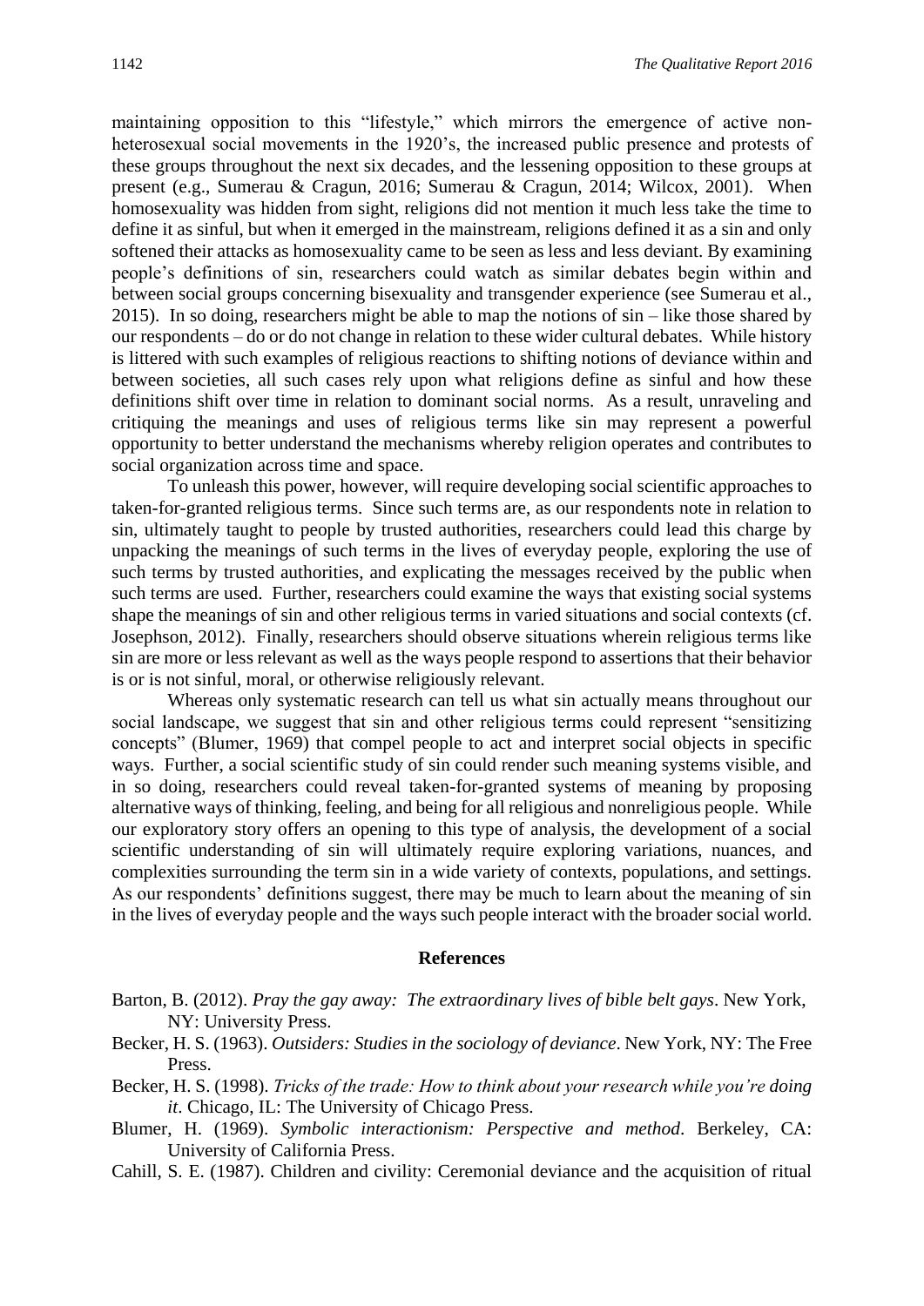maintaining opposition to this "lifestyle," which mirrors the emergence of active non-heterosexual social movements in the 1920's, the increased public presence and protests of these groups throughout the next six decades, and the lessening opposition to these groups at present (e.g., Sumerau & Cragun, 2016; Sumerau & Cragun, 2014; Wilcox, 2001). When homosexuality was hidden from sight, religions did not mention it much less take the time to define it as sinful, but when it emerged in the mainstream, religions defined it as a sin and only softened their attacks as homosexuality came to be seen as less and less deviant. By examining people's definitions of sin, researchers could watch as similar debates begin within and between social groups concerning bisexuality and transgender experience (see Sumerau et al., 2015). In so doing, researchers might be able to map the notions of sin – like those shared by our respondents – do or do not change in relation to these wider cultural debates. While history is littered with such examples of religious reactions to shifting notions of deviance within and between societies, all such cases rely upon what religions define as sinful and how these definitions shift over time in relation to dominant social norms. As a result, unraveling and critiquing the meanings and uses of religious terms like sin may represent a powerful opportunity to better understand the mechanisms whereby religion operates and contributes to social organization across time and space.

To unleash this power, however, will require developing social scientific approaches to taken-for-granted religious terms. Since such terms are, as our respondents note in relation to sin, ultimately taught to people by trusted authorities, researchers could lead this charge by unpacking the meanings of such terms in the lives of everyday people, exploring the use of such terms by trusted authorities, and explicating the messages received by the public when such terms are used. Further, researchers could examine the ways that existing social systems shape the meanings of sin and other religious terms in varied situations and social contexts (cf. Josephson, 2012). Finally, researchers should observe situations wherein religious terms like sin are more or less relevant as well as the ways people respond to assertions that their behavior is or is not sinful, moral, or otherwise religiously relevant.

Whereas only systematic research can tell us what sin actually means throughout our social landscape, we suggest that sin and other religious terms could represent "sensitizing concepts" (Blumer, 1969) that compel people to act and interpret social objects in specific ways. Further, a social scientific study of sin could render such meaning systems visible, and in so doing, researchers could reveal taken-for-granted systems of meaning by proposing alternative ways of thinking, feeling, and being for all religious and nonreligious people. While our exploratory story offers an opening to this type of analysis, the development of a social scientific understanding of sin will ultimately require exploring variations, nuances, and complexities surrounding the term sin in a wide variety of contexts, populations, and settings. As our respondents' definitions suggest, there may be much to learn about the meaning of sin in the lives of everyday people and the ways such people interact with the broader social world.

## References

Barton, B. (2012). *Pray the gay away: The extraordinary lives of bible belt gays*. New York, NY: University Press.

Becker, H. S. (1963). *Outsiders: Studies in the sociology of deviance*. New York, NY: The Free Press.

Becker, H. S. (1998). *Tricks of the trade: How to think about your research while you're doing it*. Chicago, IL: The University of Chicago Press.

Blumer, H. (1969). *Symbolic interactionism: Perspective and method*. Berkeley, CA: University of California Press.

Cahill, S. E. (1987). Children and civility: Ceremonial deviance and the acquisition of ritual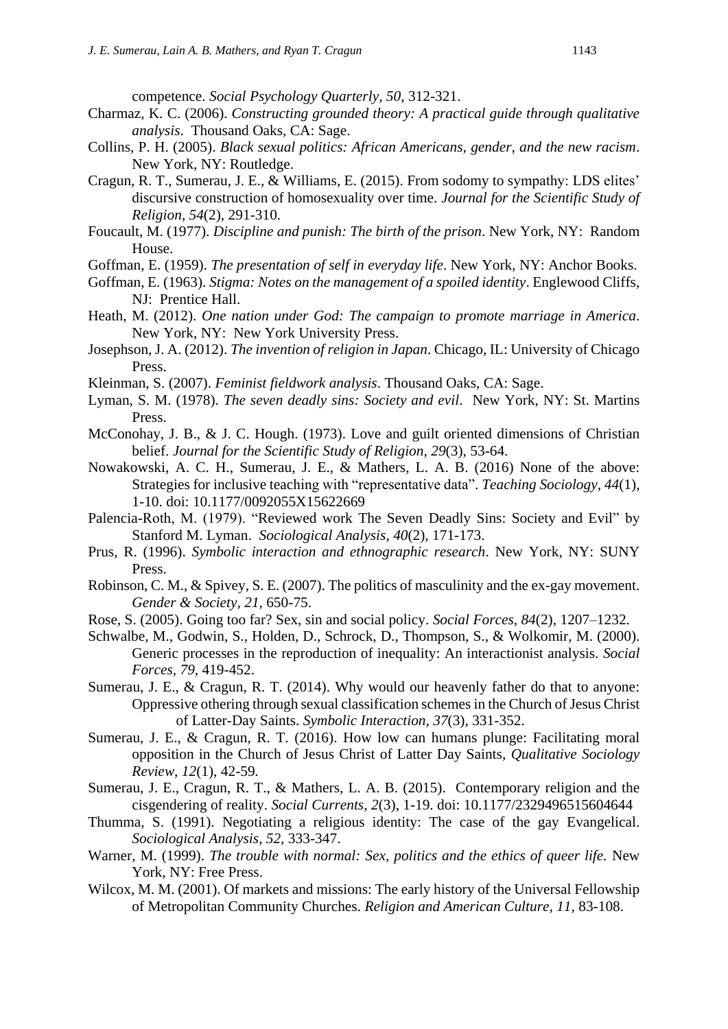competence. *Social Psychology Quarterly, 50,* 312-321.

Charmaz, K. C. (2006). *Constructing grounded theory: A practical guide through qualitative analysis*. Thousand Oaks, CA: Sage.

Collins, P. H. (2005). *Black sexual politics: African Americans, gender, and the new racism*. New York, NY: Routledge.

Cragun, R. T., Sumerau, J. E., & Williams, E. (2015). From sodomy to sympathy: LDS elites' discursive construction of homosexuality over time. *Journal for the Scientific Study of Religion, 54*(2), 291-310.

Foucault, M. (1977). *Discipline and punish: The birth of the prison*. New York, NY: Random House.

Goffman, E. (1959). *The presentation of self in everyday life*. New York, NY: Anchor Books.

Goffman, E. (1963). *Stigma: Notes on the management of a spoiled identity*. Englewood Cliffs, NJ: Prentice Hall.

Heath, M. (2012). *One nation under God: The campaign to promote marriage in America*. New York, NY: New York University Press.

Josephson, J. A. (2012). *The invention of religion in Japan*. Chicago, IL: University of Chicago Press.

Kleinman, S. (2007). *Feminist fieldwork analysis*. Thousand Oaks, CA: Sage.

Lyman, S. M. (1978). *The seven deadly sins: Society and evil*. New York, NY: St. Martins Press.

McConohay, J. B., & J. C. Hough. (1973). Love and guilt oriented dimensions of Christian belief. *Journal for the Scientific Study of Religion, 29*(3), 53-64.

Nowakowski, A. C. H., Sumerau, J. E., & Mathers, L. A. B. (2016) None of the above: Strategies for inclusive teaching with "representative data". *Teaching Sociology, 44*(1), 1-10. doi: 10.1177/0092055X15622669

Palencia-Roth, M. (1979). "Reviewed work The Seven Deadly Sins: Society and Evil" by Stanford M. Lyman. *Sociological Analysis, 40*(2), 171-173.

Prus, R. (1996). *Symbolic interaction and ethnographic research*. New York, NY: SUNY Press.

Robinson, C. M., & Spivey, S. E. (2007). The politics of masculinity and the ex-gay movement. *Gender & Society, 21*, 650-75.

Rose, S. (2005). Going too far? Sex, sin and social policy. *Social Forces, 84*(2), 1207–1232.

Schwalbe, M., Godwin, S., Holden, D., Schrock, D., Thompson, S., & Wolkomir, M. (2000). Generic processes in the reproduction of inequality: An interactionist analysis. *Social Forces, 79*, 419-452.

Sumerau, J. E., & Cragun, R. T. (2014). Why would our heavenly father do that to anyone: Oppressive othering through sexual classification schemes in the Church of Jesus Christ of Latter-Day Saints. *Symbolic Interaction, 37*(3), 331-352.

Sumerau, J. E., & Cragun, R. T. (2016). How low can humans plunge: Facilitating moral opposition in the Church of Jesus Christ of Latter Day Saints, *Qualitative Sociology Review, 12*(1), 42-59.

Sumerau, J. E., Cragun, R. T., & Mathers, L. A. B. (2015). Contemporary religion and the cisgendering of reality. *Social Currents, 2*(3), 1-19. doi: 10.1177/2329496515604644

Thumma, S. (1991). Negotiating a religious identity: The case of the gay Evangelical. *Sociological Analysis*, *52*, 333-347.

Warner, M. (1999). *The trouble with normal: Sex, politics and the ethics of queer life.* New York, NY: Free Press.

Wilcox, M. M. (2001). Of markets and missions: The early history of the Universal Fellowship of Metropolitan Community Churches. *Religion and American Culture, 11*, 83-108.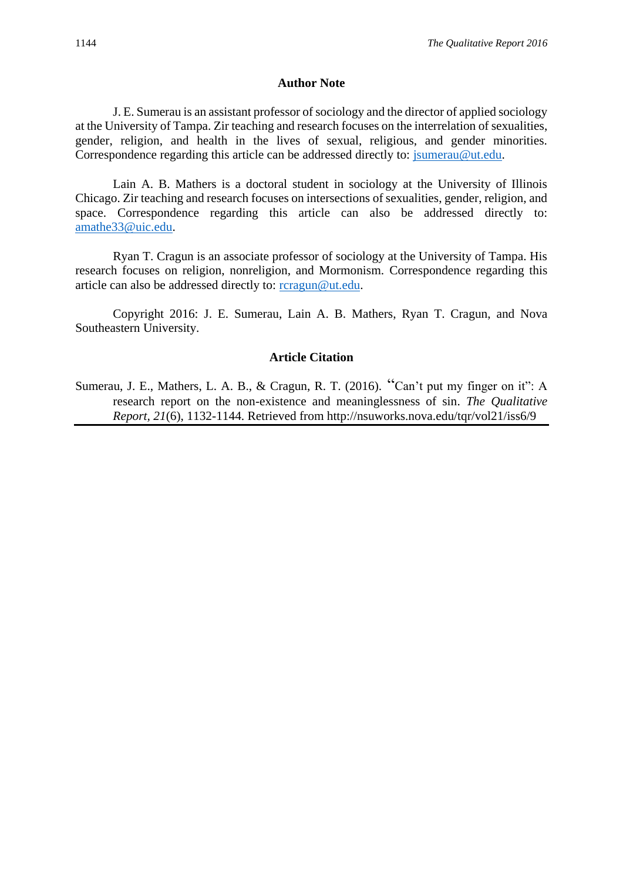## Author Note

J. E. Sumerau is an assistant professor of sociology and the director of applied sociology at the University of Tampa. Zir teaching and research focuses on the interrelation of sexualities, gender, religion, and health in the lives of sexual, religious, and gender minorities. Correspondence regarding this article can be addressed directly to: jsumerau@ut.edu.

Lain A. B. Mathers is a doctoral student in sociology at the University of Illinois Chicago. Zir teaching and research focuses on intersections of sexualities, gender, religion, and space. Correspondence regarding this article can also be addressed directly to: amathe33@uic.edu.

Ryan T. Cragun is an associate professor of sociology at the University of Tampa. His research focuses on religion, nonreligion, and Mormonism. Correspondence regarding this article can also be addressed directly to: rcragun@ut.edu.

Copyright 2016: J. E. Sumerau, Lain A. B. Mathers, Ryan T. Cragun, and Nova Southeastern University.

## Article Citation

Sumerau, J. E., Mathers, L. A. B., & Cragun, R. T. (2016). "Can't put my finger on it": A research report on the non-existence and meaninglessness of sin. *The Qualitative Report, 21*(6), 1132-1144. Retrieved from http://nsuworks.nova.edu/tqr/vol21/iss6/9